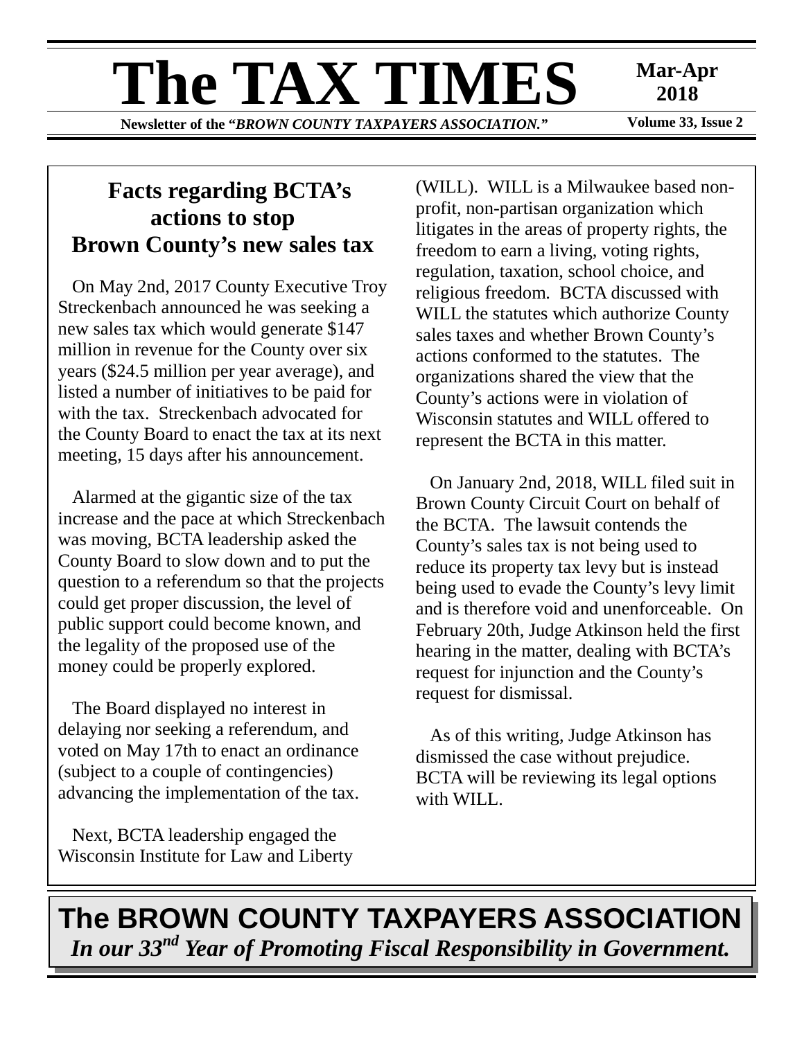# The TAX TIMES

**Mar-Apr 2018**

**Newsletter of the "*BROWN COUNTY TAXPAYERS ASSOCIATION.*"** **Volume 33, Issue 2**

## Facts regarding BCTA's actions to stop Brown County's new sales tax

On May 2nd, 2017 County Executive Troy Streckenbach announced he was seeking a new sales tax which would generate $147 million in revenue for the County over six years ($24.5 million per year average), and listed a number of initiatives to be paid for with the tax. Streckenbach advocated for the County Board to enact the tax at its next meeting, 15 days after his announcement.

Alarmed at the gigantic size of the tax increase and the pace at which Streckenbach was moving, BCTA leadership asked the County Board to slow down and to put the question to a referendum so that the projects could get proper discussion, the level of public support could become known, and the legality of the proposed use of the money could be properly explored.

The Board displayed no interest in delaying nor seeking a referendum, and voted on May 17th to enact an ordinance (subject to a couple of contingencies) advancing the implementation of the tax.

Next, BCTA leadership engaged the Wisconsin Institute for Law and Liberty (WILL). WILL is a Milwaukee based non-profit, non-partisan organization which litigates in the areas of property rights, the freedom to earn a living, voting rights, regulation, taxation, school choice, and religious freedom. BCTA discussed with WILL the statutes which authorize County sales taxes and whether Brown County's actions conformed to the statutes. The organizations shared the view that the County's actions were in violation of Wisconsin statutes and WILL offered to represent the BCTA in this matter.

On January 2nd, 2018, WILL filed suit in Brown County Circuit Court on behalf of the BCTA. The lawsuit contends the County's sales tax is not being used to reduce its property tax levy but is instead being used to evade the County's levy limit and is therefore void and unenforceable. On February 20th, Judge Atkinson held the first hearing in the matter, dealing with BCTA's request for injunction and the County's request for dismissal.

As of this writing, Judge Atkinson has dismissed the case without prejudice. BCTA will be reviewing its legal options with WILL.

**The BROWN COUNTY TAXPAYERS ASSOCIATION**

***In our 33rd Year of Promoting Fiscal Responsibility in Government.***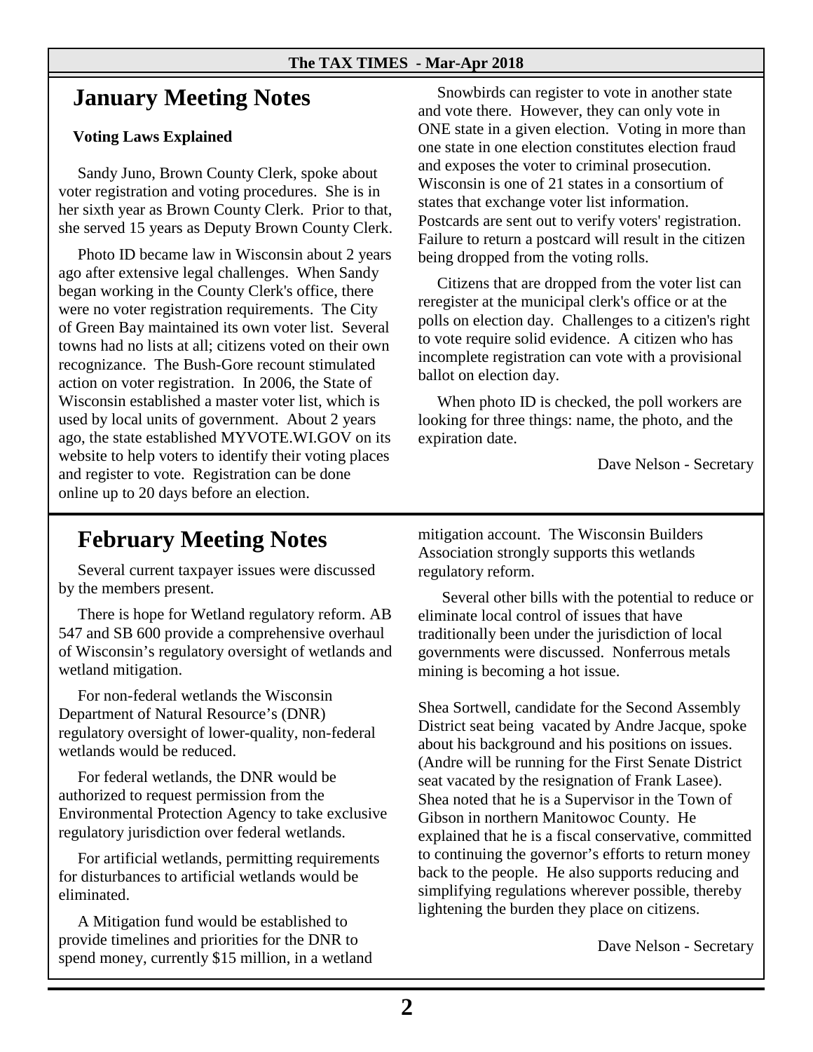# January Meeting Notes

**Voting Laws Explained**

Sandy Juno, Brown County Clerk, spoke about voter registration and voting procedures. She is in her sixth year as Brown County Clerk. Prior to that, she served 15 years as Deputy Brown County Clerk.

Photo ID became law in Wisconsin about 2 years ago after extensive legal challenges. When Sandy began working in the County Clerk's office, there were no voter registration requirements. The City of Green Bay maintained its own voter list. Several towns had no lists at all; citizens voted on their own recognizance. The Bush-Gore recount stimulated action on voter registration. In 2006, the State of Wisconsin established a master voter list, which is used by local units of government. About 2 years ago, the state established MYVOTE.WI.GOV on its website to help voters to identify their voting places and register to vote. Registration can be done online up to 20 days before an election.

Snowbirds can register to vote in another state and vote there. However, they can only vote in ONE state in a given election. Voting in more than one state in one election constitutes election fraud and exposes the voter to criminal prosecution. Wisconsin is one of 21 states in a consortium of states that exchange voter list information. Postcards are sent out to verify voters' registration. Failure to return a postcard will result in the citizen being dropped from the voting rolls.

Citizens that are dropped from the voter list can reregister at the municipal clerk's office or at the polls on election day. Challenges to a citizen's right to vote require solid evidence. A citizen who has incomplete registration can vote with a provisional ballot on election day.

When photo ID is checked, the poll workers are looking for three things: name, the photo, and the expiration date.

Dave Nelson - Secretary

# February Meeting Notes

Several current taxpayer issues were discussed by the members present.

There is hope for Wetland regulatory reform. AB 547 and SB 600 provide a comprehensive overhaul of Wisconsin's regulatory oversight of wetlands and wetland mitigation.

For non-federal wetlands the Wisconsin Department of Natural Resource's (DNR) regulatory oversight of lower-quality, non-federal wetlands would be reduced.

For federal wetlands, the DNR would be authorized to request permission from the Environmental Protection Agency to take exclusive regulatory jurisdiction over federal wetlands.

For artificial wetlands, permitting requirements for disturbances to artificial wetlands would be eliminated.

A Mitigation fund would be established to provide timelines and priorities for the DNR to spend money, currently $15 million, in a wetland mitigation account. The Wisconsin Builders Association strongly supports this wetlands regulatory reform.

Several other bills with the potential to reduce or eliminate local control of issues that have traditionally been under the jurisdiction of local governments were discussed. Nonferrous metals mining is becoming a hot issue.

Shea Sortwell, candidate for the Second Assembly District seat being vacated by Andre Jacque, spoke about his background and his positions on issues. (Andre will be running for the First Senate District seat vacated by the resignation of Frank Lasee). Shea noted that he is a Supervisor in the Town of Gibson in northern Manitowoc County. He explained that he is a fiscal conservative, committed to continuing the governor's efforts to return money back to the people. He also supports reducing and simplifying regulations wherever possible, thereby lightening the burden they place on citizens.

Dave Nelson - Secretary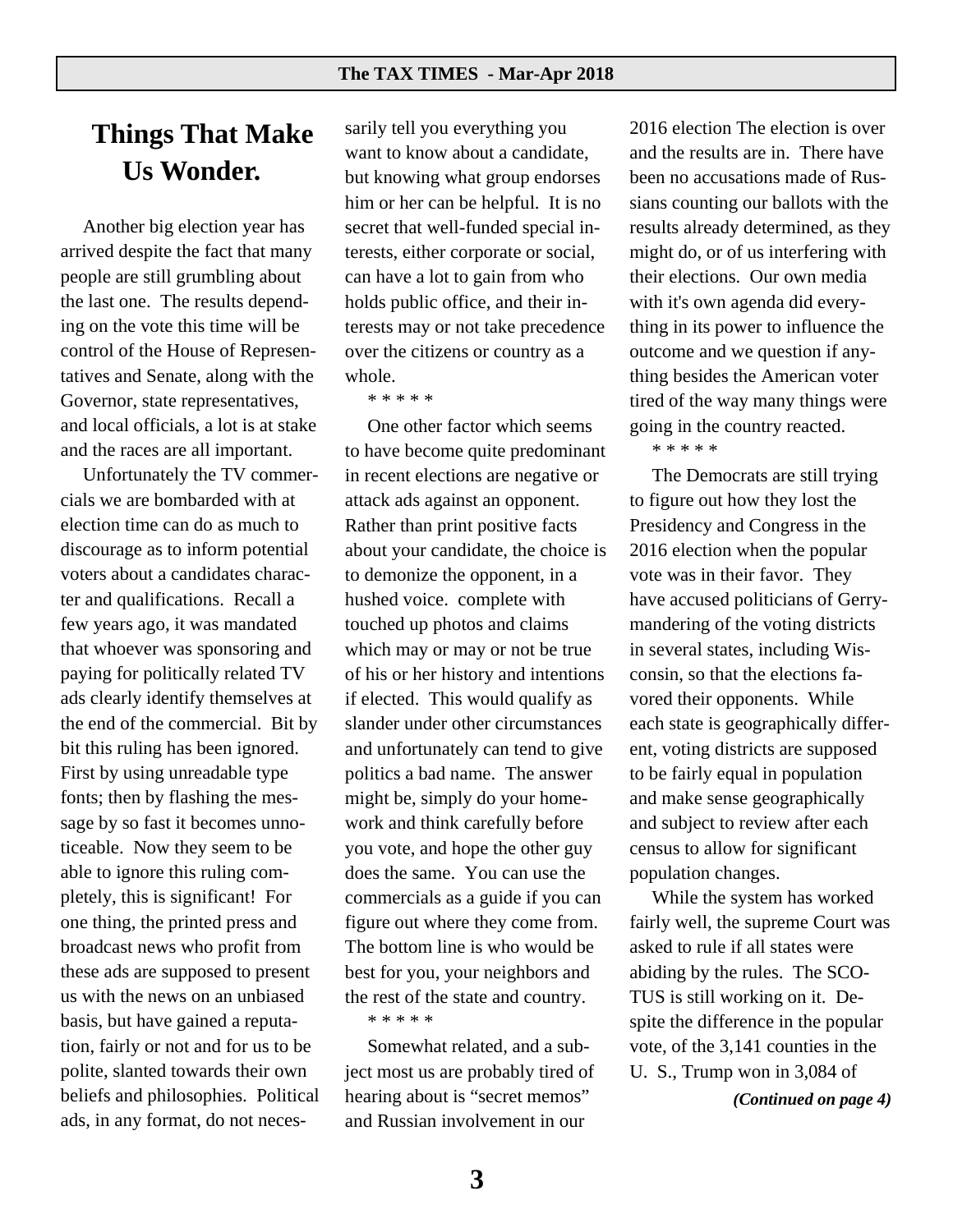# Things That Make Us Wonder.

Another big election year has arrived despite the fact that many people are still grumbling about the last one. The results depending on the vote this time will be control of the House of Representatives and Senate, along with the Governor, state representatives, and local officials, a lot is at stake and the races are all important.

Unfortunately the TV commercials we are bombarded with at election time can do as much to discourage as to inform potential voters about a candidates character and qualifications. Recall a few years ago, it was mandated that whoever was sponsoring and paying for politically related TV ads clearly identify themselves at the end of the commercial. Bit by bit this ruling has been ignored. First by using unreadable type fonts; then by flashing the message by so fast it becomes unnoticeable. Now they seem to be able to ignore this ruling completely, this is significant! For one thing, the printed press and broadcast news who profit from these ads are supposed to present us with the news on an unbiased basis, but have gained a reputation, fairly or not and for us to be polite, slanted towards their own beliefs and philosophies. Political ads, in any format, do not necessarily tell you everything you want to know about a candidate, but knowing what group endorses him or her can be helpful. It is no secret that well-funded special interests, either corporate or social, can have a lot to gain from who holds public office, and their interests may or not take precedence over the citizens or country as a whole.

\* \* \* \* \*

One other factor which seems to have become quite predominant in recent elections are negative or attack ads against an opponent. Rather than print positive facts about your candidate, the choice is to demonize the opponent, in a hushed voice. complete with touched up photos and claims which may or may not be true of his or her history and intentions if elected. This would qualify as slander under other circumstances and unfortunately can tend to give politics a bad name. The answer might be, simply do your homework and think carefully before you vote, and hope the other guy does the same. You can use the commercials as a guide if you can figure out where they come from. The bottom line is who would be best for you, your neighbors and the rest of the state and country.

\* \* \* \* \*

Somewhat related, and a subject most us are probably tired of hearing about is "secret memos" and Russian involvement in our 2016 election The election is over and the results are in. There have been no accusations made of Russians counting our ballots with the results already determined, as they might do, or of us interfering with their elections. Our own media with it's own agenda did everything in its power to influence the outcome and we question if anything besides the American voter tired of the way many things were going in the country reacted.

\* \* \* \* \*

The Democrats are still trying to figure out how they lost the Presidency and Congress in the 2016 election when the popular vote was in their favor. They have accused politicians of Gerrymandering of the voting districts in several states, including Wisconsin, so that the elections favored their opponents. While each state is geographically different, voting districts are supposed to be fairly equal in population and make sense geographically and subject to review after each census to allow for significant population changes.

While the system has worked fairly well, the supreme Court was asked to rule if all states were abiding by the rules. The SCOTUS is still working on it. Despite the difference in the popular vote, of the 3,141 counties in the U. S., Trump won in 3,084 of

***(Continued on page 4)***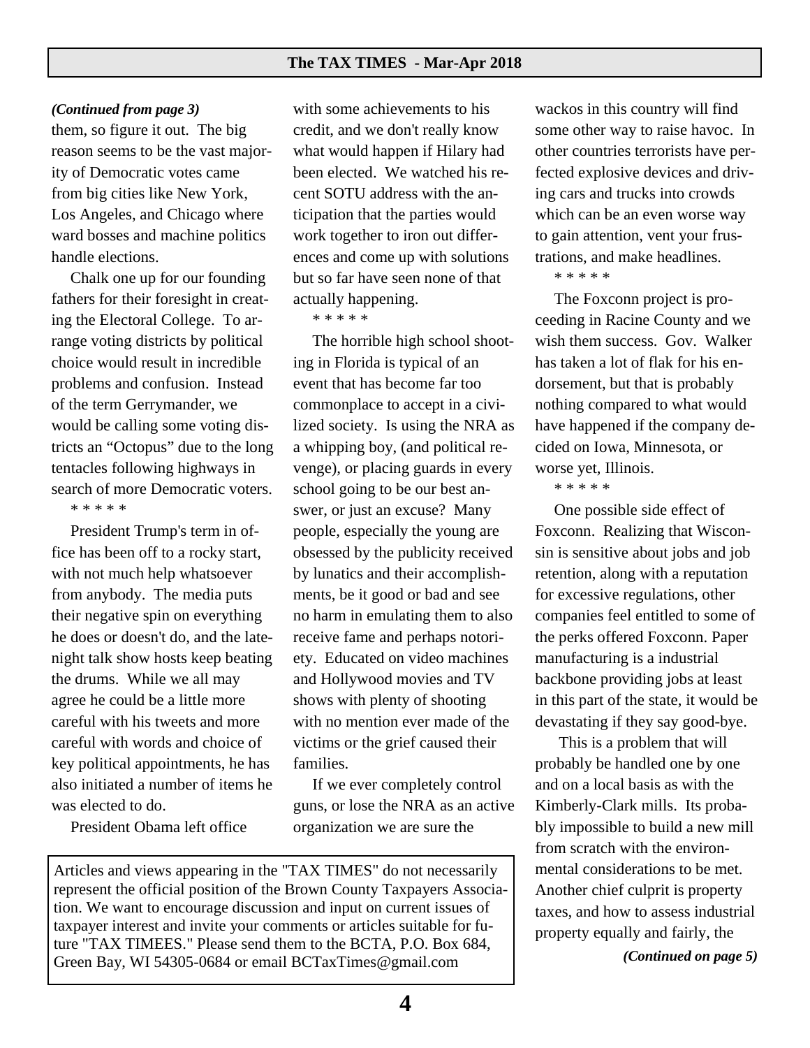*(Continued from page 3)*

them, so figure it out. The big reason seems to be the vast majority of Democratic votes came from big cities like New York, Los Angeles, and Chicago where ward bosses and machine politics handle elections.

Chalk one up for our founding fathers for their foresight in creating the Electoral College. To arrange voting districts by political choice would result in incredible problems and confusion. Instead of the term Gerrymander, we would be calling some voting districts an "Octopus" due to the long tentacles following highways in search of more Democratic voters.

\* \* \* \* \*

President Trump's term in office has been off to a rocky start, with not much help whatsoever from anybody. The media puts their negative spin on everything he does or doesn't do, and the late-night talk show hosts keep beating the drums. While we all may agree he could be a little more careful with his tweets and more careful with words and choice of key political appointments, he has also initiated a number of items he was elected to do.

President Obama left office with some achievements to his credit, and we don't really know what would happen if Hilary had been elected. We watched his recent SOTU address with the anticipation that the parties would work together to iron out differences and come up with solutions but so far have seen none of that actually happening.

\* \* \* \* \*

The horrible high school shooting in Florida is typical of an event that has become far too commonplace to accept in a civilized society. Is using the NRA as a whipping boy, (and political revenge), or placing guards in every school going to be our best answer, or just an excuse? Many people, especially the young are obsessed by the publicity received by lunatics and their accomplishments, be it good or bad and see no harm in emulating them to also receive fame and perhaps notoriety. Educated on video machines and Hollywood movies and TV shows with plenty of shooting with no mention ever made of the victims or the grief caused their families.

If we ever completely control guns, or lose the NRA as an active organization we are sure the wackos in this country will find some other way to raise havoc. In other countries terrorists have perfected explosive devices and driving cars and trucks into crowds which can be an even worse way to gain attention, vent your frustrations, and make headlines.

\* \* \* \* \*

The Foxconn project is proceeding in Racine County and we wish them success. Gov. Walker has taken a lot of flak for his endorsement, but that is probably nothing compared to what would have happened if the company decided on Iowa, Minnesota, or worse yet, Illinois.

\* \* \* \* \*

One possible side effect of Foxconn. Realizing that Wisconsin is sensitive about jobs and job retention, along with a reputation for excessive regulations, other companies feel entitled to some of the perks offered Foxconn. Paper manufacturing is a industrial backbone providing jobs at least in this part of the state, it would be devastating if they say good-bye.

This is a problem that will probably be handled one by one and on a local basis as with the Kimberly-Clark mills. Its probably impossible to build a new mill from scratch with the environmental considerations to be met. Another chief culprit is property taxes, and how to assess industrial property equally and fairly, the

*(Continued on page 5)*

---

Articles and views appearing in the "TAX TIMES" do not necessarily represent the official position of the Brown County Taxpayers Association. We want to encourage discussion and input on current issues of taxpayer interest and invite your comments or articles suitable for future "TAX TIMEES." Please send them to the BCTA, P.O. Box 684, Green Bay, WI 54305-0684 or email BCTaxTimes@gmail.com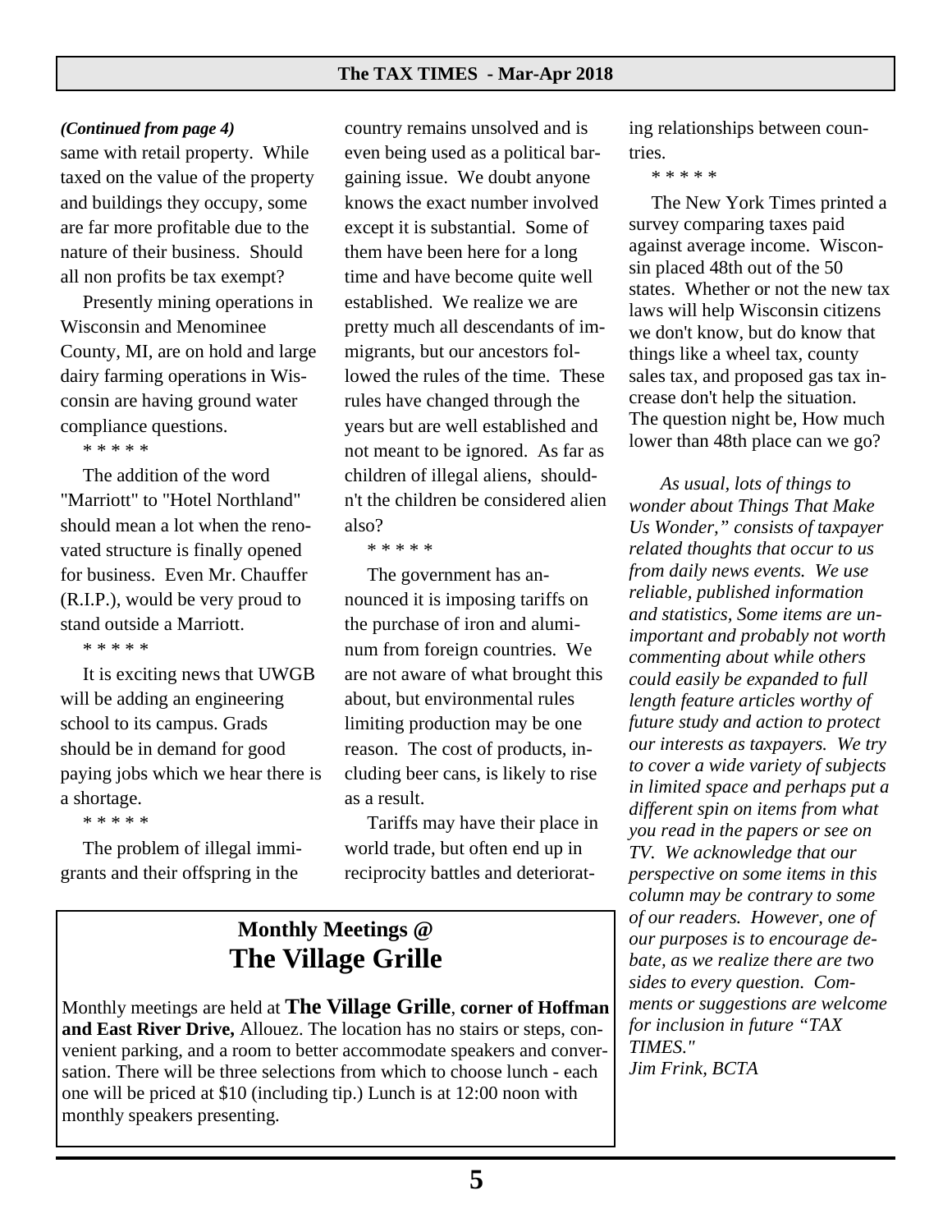*(Continued from page 4)*

same with retail property. While taxed on the value of the property and buildings they occupy, some are far more profitable due to the nature of their business. Should all non profits be tax exempt?

Presently mining operations in Wisconsin and Menominee County, MI, are on hold and large dairy farming operations in Wisconsin are having ground water compliance questions.

\* \* \* \* \*

The addition of the word "Marriott" to "Hotel Northland" should mean a lot when the renovated structure is finally opened for business. Even Mr. Chauffer (R.I.P.), would be very proud to stand outside a Marriott.

\* \* \* \* \*

It is exciting news that UWGB will be adding an engineering school to its campus. Grads should be in demand for good paying jobs which we hear there is a shortage.

\* \* \* \* \*

The problem of illegal immigrants and their offspring in the country remains unsolved and is even being used as a political bargaining issue. We doubt anyone knows the exact number involved except it is substantial. Some of them have been here for a long time and have become quite well established. We realize we are pretty much all descendants of immigrants, but our ancestors followed the rules of the time. These rules have changed through the years but are well established and not meant to be ignored. As far as children of illegal aliens, shouldn't the children be considered alien also?

\* \* \* \* \*

The government has announced it is imposing tariffs on the purchase of iron and aluminum from foreign countries. We are not aware of what brought this about, but environmental rules limiting production may be one reason. The cost of products, including beer cans, is likely to rise as a result.

Tariffs may have their place in world trade, but often end up in reciprocity battles and deteriorating relationships between countries.

\* \* \* \* \*

The New York Times printed a survey comparing taxes paid against average income. Wisconsin placed 48th out of the 50 states. Whether or not the new tax laws will help Wisconsin citizens we don't know, but do know that things like a wheel tax, county sales tax, and proposed gas tax increase don't help the situation. The question night be, How much lower than 48th place can we go?

*As usual, lots of things to wonder about Things That Make Us Wonder," consists of taxpayer related thoughts that occur to us from daily news events. We use reliable, published information and statistics, Some items are unimportant and probably not worth commenting about while others could easily be expanded to full length feature articles worthy of future study and action to protect our interests as taxpayers. We try to cover a wide variety of subjects in limited space and perhaps put a different spin on items from what you read in the papers or see on TV. We acknowledge that our perspective on some items in this column may be contrary to some of our readers. However, one of our purposes is to encourage debate, as we realize there are two sides to every question. Comments or suggestions are welcome for inclusion in future "TAX TIMES."*

*Jim Frink, BCTA*

## Monthly Meetings @
## The Village Grille

Monthly meetings are held at **The Village Grille**, **corner of Hoffman and East River Drive,** Allouez. The location has no stairs or steps, convenient parking, and a room to better accommodate speakers and conversation. There will be three selections from which to choose lunch - each one will be priced at $10 (including tip.) Lunch is at 12:00 noon with monthly speakers presenting.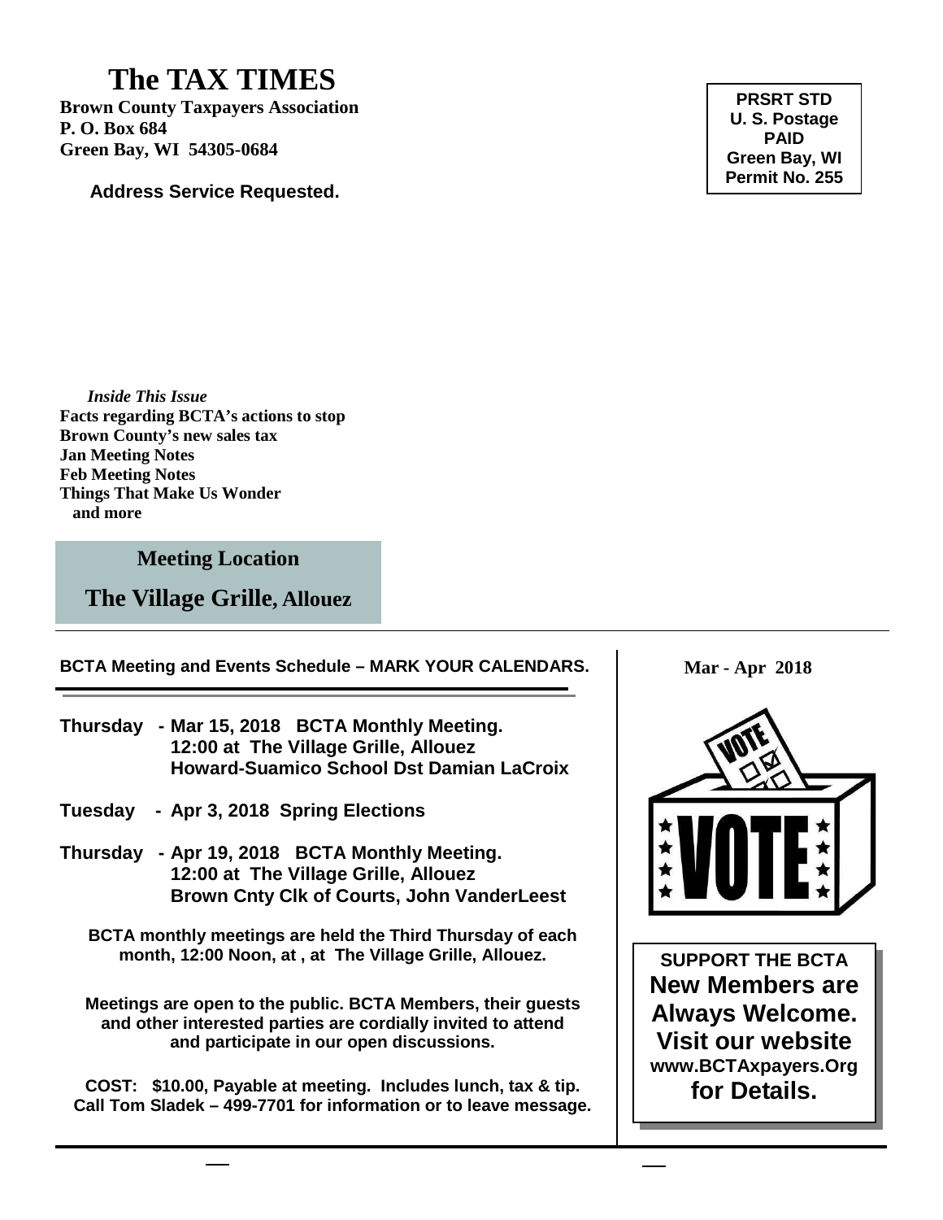# The TAX TIMES

**Brown County Taxpayers Association**
**P. O. Box 684**
**Green Bay, WI 54305-0684**

**Address Service Requested.**

**PRSRT STD**
**U. S. Postage**
**PAID**
**Green Bay, WI**
**Permit No. 255**

***Inside This Issue***
**Facts regarding BCTA's actions to stop Brown County's new sales tax**
**Jan Meeting Notes**
**Feb Meeting Notes**
**Things That Make Us Wonder**
**and more**

## Meeting Location

## The Village Grille, Allouez

**BCTA Meeting and Events Schedule – MARK YOUR CALENDARS.**

**Thursday - Mar 15, 2018 BCTA Monthly Meeting.**
**12:00 at The Village Grille, Allouez**
**Howard-Suamico School Dst Damian LaCroix**

**Tuesday - Apr 3, 2018 Spring Elections**

**Thursday - Apr 19, 2018 BCTA Monthly Meeting.**
**12:00 at The Village Grille, Allouez**
**Brown Cnty Clk of Courts, John VanderLeest**

**BCTA monthly meetings are held the Third Thursday of each month, 12:00 Noon, at , at The Village Grille, Allouez.**

**Meetings are open to the public. BCTA Members, their guests and other interested parties are cordially invited to attend and participate in our open discussions.**

**COST: $10.00, Payable at meeting. Includes lunch, tax & tip. Call Tom Sladek – 499-7701 for information or to leave message.**

**Mar - Apr 2018**

**SUPPORT THE BCTA**
**New Members are Always Welcome.**
**Visit our website**
**www.BCTAxpayers.Org**
**for Details.**